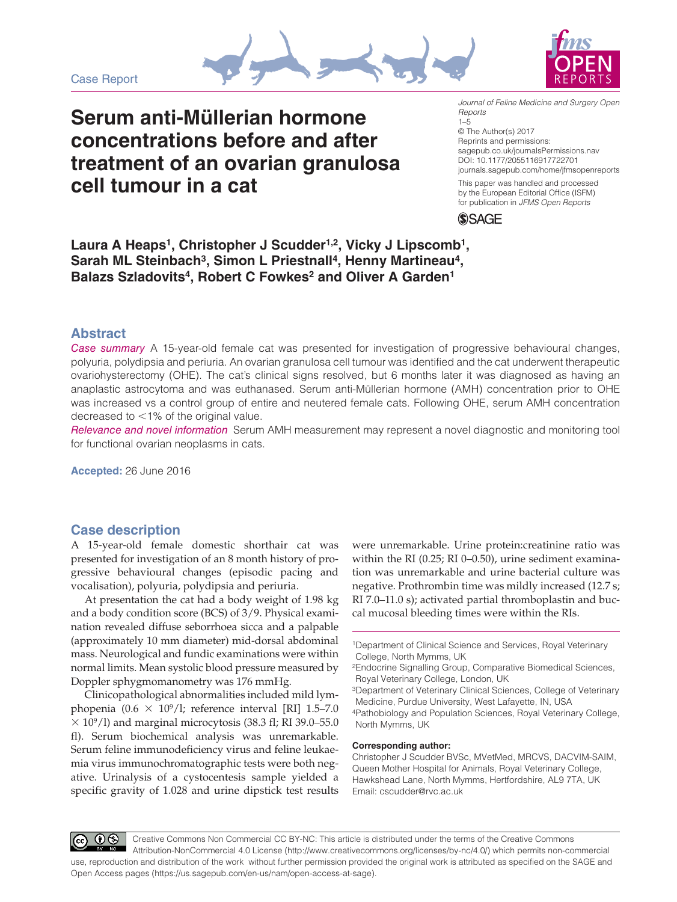Case Report

# Serum anti-Müllerian hormone concentrations before and after treatment of an ovarian granulosa cell tumour in a cat

*Journal of Feline Medicine and Surgery Open Reports*
1–5
© The Author(s) 2017
Reprints and permissions: sagepub.co.uk/journalsPermissions.nav
DOI: 10.1177/2055116917722701
journals.sagepub.com/home/jfmsopenreports

This paper was handled and processed by the European Editorial Office (ISFM) for publication in *JFMS Open Reports*

**Laura A Heaps[1], Christopher J Scudder[1,2], Vicky J Lipscomb[1], Sarah ML Steinbach[3], Simon L Priestnall[4], Henny Martineau[4], Balazs Szladovits[4], Robert C Fowkes[2] and Oliver A Garden[1]**

## Abstract

*Case summary* A 15-year-old female cat was presented for investigation of progressive behavioural changes, polyuria, polydipsia and periuria. An ovarian granulosa cell tumour was identified and the cat underwent therapeutic ovariohysterectomy (OHE). The cat's clinical signs resolved, but 6 months later it was diagnosed as having an anaplastic astrocytoma and was euthanased. Serum anti-Müllerian hormone (AMH) concentration prior to OHE was increased vs a control group of entire and neutered female cats. Following OHE, serum AMH concentration decreased to <1% of the original value.

*Relevance and novel information* Serum AMH measurement may represent a novel diagnostic and monitoring tool for functional ovarian neoplasms in cats.

**Accepted:** 26 June 2016

## Case description

A 15-year-old female domestic shorthair cat was presented for investigation of an 8 month history of progressive behavioural changes (episodic pacing and vocalisation), polyuria, polydipsia and periuria.

At presentation the cat had a body weight of 1.98 kg and a body condition score (BCS) of 3/9. Physical examination revealed diffuse seborrhoea sicca and a palpable (approximately 10 mm diameter) mid-dorsal abdominal mass. Neurological and fundic examinations were within normal limits. Mean systolic blood pressure measured by Doppler sphygmomanometry was 176 mmHg.

Clinicopathological abnormalities included mild lymphopenia ($0.6 \times 10^9$/l; reference interval [RI] 1.5–7.0 $\times 10^9$/l) and marginal microcytosis (38.3 fl; RI 39.0–55.0 fl). Serum biochemical analysis was unremarkable. Serum feline immunodeficiency virus and feline leukaemia virus immunochromatographic tests were both negative. Urinalysis of a cystocentesis sample yielded a specific gravity of 1.028 and urine dipstick test results were unremarkable. Urine protein:creatinine ratio was within the RI (0.25; RI 0–0.50), urine sediment examination was unremarkable and urine bacterial culture was negative. Prothrombin time was mildly increased (12.7 s; RI 7.0–11.0 s); activated partial thromboplastin and buccal mucosal bleeding times were within the RIs.

[1]Department of Clinical Science and Services, Royal Veterinary College, North Mymms, UK
[2]Endocrine Signalling Group, Comparative Biomedical Sciences, Royal Veterinary College, London, UK
[3]Department of Veterinary Clinical Sciences, College of Veterinary Medicine, Purdue University, West Lafayette, IN, USA
[4]Pathobiology and Population Sciences, Royal Veterinary College, North Mymms, UK

**Corresponding author:**
Christopher J Scudder BVSc, MVetMed, MRCVS, DACVIM-SAIM, Queen Mother Hospital for Animals, Royal Veterinary College, Hawkshead Lane, North Mymms, Hertfordshire, AL9 7TA, UK
Email: cscudder@rvc.ac.uk

Creative Commons Non Commercial CC BY-NC: This article is distributed under the terms of the Creative Commons Attribution-NonCommercial 4.0 License (http://www.creativecommons.org/licenses/by-nc/4.0/) which permits non-commercial use, reproduction and distribution of the work without further permission provided the original work is attributed as specified on the SAGE and Open Access pages (https://us.sagepub.com/en-us/nam/open-access-at-sage).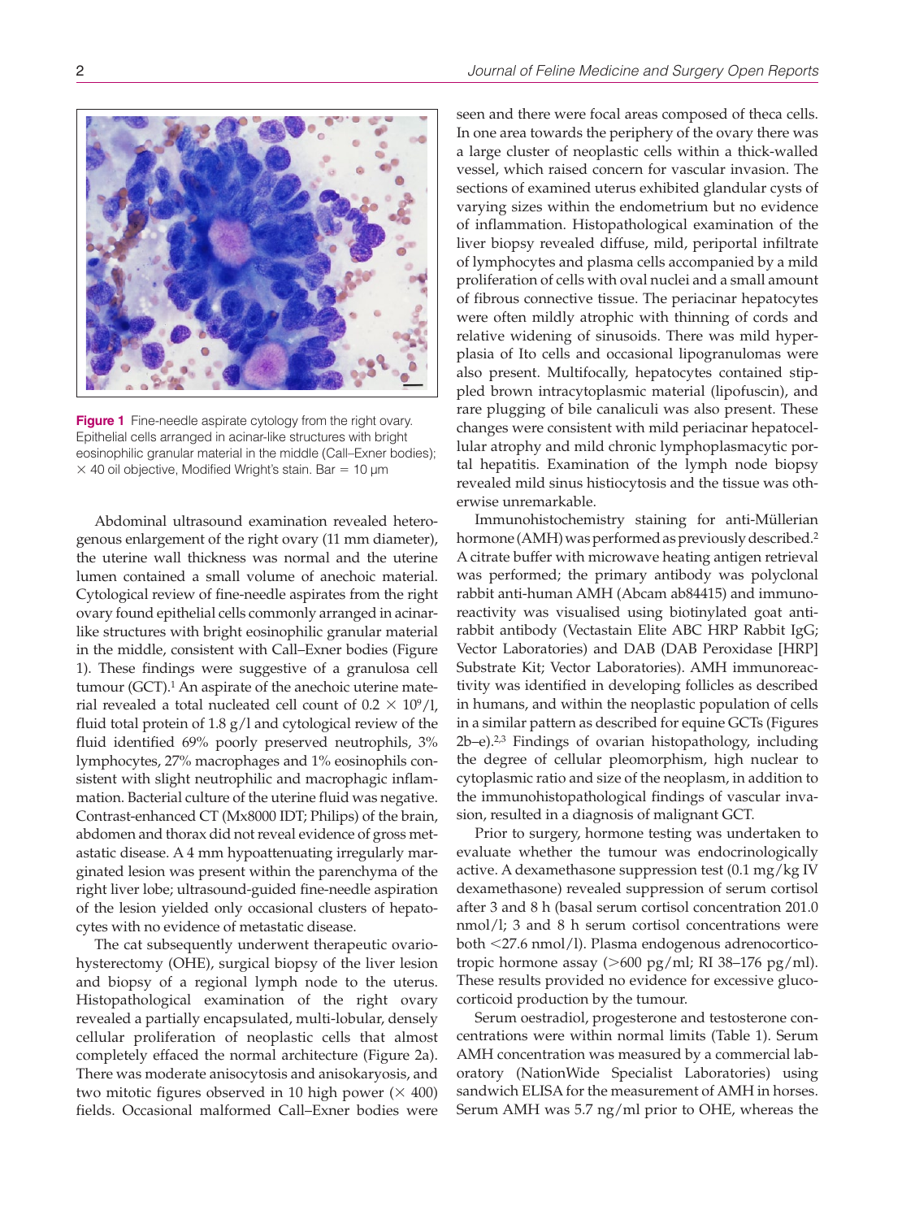Figure 1 Fine-needle aspirate cytology from the right ovary. Epithelial cells arranged in acinar-like structures with bright eosinophilic granular material in the middle (Call–Exner bodies); × 40 oil objective, Modified Wright's stain. Bar = 10 µm

Abdominal ultrasound examination revealed heterogenous enlargement of the right ovary (11 mm diameter), the uterine wall thickness was normal and the uterine lumen contained a small volume of anechoic material. Cytological review of fine-needle aspirates from the right ovary found epithelial cells commonly arranged in acinar-like structures with bright eosinophilic granular material in the middle, consistent with Call–Exner bodies (Figure 1). These findings were suggestive of a granulosa cell tumour (GCT).[1] An aspirate of the anechoic uterine material revealed a total nucleated cell count of $0.2 \times 10^9$/l, fluid total protein of 1.8 g/l and cytological review of the fluid identified 69% poorly preserved neutrophils, 3% lymphocytes, 27% macrophages and 1% eosinophils consistent with slight neutrophilic and macrophagic inflammation. Bacterial culture of the uterine fluid was negative. Contrast-enhanced CT (Mx8000 IDT; Philips) of the brain, abdomen and thorax did not reveal evidence of gross metastatic disease. A 4 mm hypoattenuating irregularly marginated lesion was present within the parenchyma of the right liver lobe; ultrasound-guided fine-needle aspiration of the lesion yielded only occasional clusters of hepatocytes with no evidence of metastatic disease.

The cat subsequently underwent therapeutic ovariohysterectomy (OHE), surgical biopsy of the liver lesion and biopsy of a regional lymph node to the uterus. Histopathological examination of the right ovary revealed a partially encapsulated, multi-lobular, densely cellular proliferation of neoplastic cells that almost completely effaced the normal architecture (Figure 2a). There was moderate anisocytosis and anisokaryosis, and two mitotic figures observed in 10 high power (× 400) fields. Occasional malformed Call–Exner bodies were seen and there were focal areas composed of theca cells. In one area towards the periphery of the ovary there was a large cluster of neoplastic cells within a thick-walled vessel, which raised concern for vascular invasion. The sections of examined uterus exhibited glandular cysts of varying sizes within the endometrium but no evidence of inflammation. Histopathological examination of the liver biopsy revealed diffuse, mild, periportal infiltrate of lymphocytes and plasma cells accompanied by a mild proliferation of cells with oval nuclei and a small amount of fibrous connective tissue. The periacinar hepatocytes were often mildly atrophic with thinning of cords and relative widening of sinusoids. There was mild hyperplasia of Ito cells and occasional lipogranulomas were also present. Multifocally, hepatocytes contained stippled brown intracytoplasmic material (lipofuscin), and rare plugging of bile canaliculi was also present. These changes were consistent with mild periacinar hepatocellular atrophy and mild chronic lymphoplasmacytic portal hepatitis. Examination of the lymph node biopsy revealed mild sinus histiocytosis and the tissue was otherwise unremarkable.

Immunohistochemistry staining for anti-Müllerian hormone (AMH) was performed as previously described.[2] A citrate buffer with microwave heating antigen retrieval was performed; the primary antibody was polyclonal rabbit anti-human AMH (Abcam ab84415) and immunoreactivity was visualised using biotinylated goat anti-rabbit antibody (Vectastain Elite ABC HRP Rabbit IgG; Vector Laboratories) and DAB (DAB Peroxidase [HRP] Substrate Kit; Vector Laboratories). AMH immunoreactivity was identified in developing follicles as described in humans, and within the neoplastic population of cells in a similar pattern as described for equine GCTs (Figures 2b–e).[2,3] Findings of ovarian histopathology, including the degree of cellular pleomorphism, high nuclear to cytoplasmic ratio and size of the neoplasm, in addition to the immunohistopathological findings of vascular invasion, resulted in a diagnosis of malignant GCT.

Prior to surgery, hormone testing was undertaken to evaluate whether the tumour was endocrinologically active. A dexamethasone suppression test (0.1 mg/kg IV dexamethasone) revealed suppression of serum cortisol after 3 and 8 h (basal serum cortisol concentration 201.0 nmol/l; 3 and 8 h serum cortisol concentrations were both <27.6 nmol/l). Plasma endogenous adrenocorticotropic hormone assay (>600 pg/ml; RI 38–176 pg/ml). These results provided no evidence for excessive glucocorticoid production by the tumour.

Serum oestradiol, progesterone and testosterone concentrations were within normal limits (Table 1). Serum AMH concentration was measured by a commercial laboratory (NationWide Specialist Laboratories) using sandwich ELISA for the measurement of AMH in horses. Serum AMH was 5.7 ng/ml prior to OHE, whereas the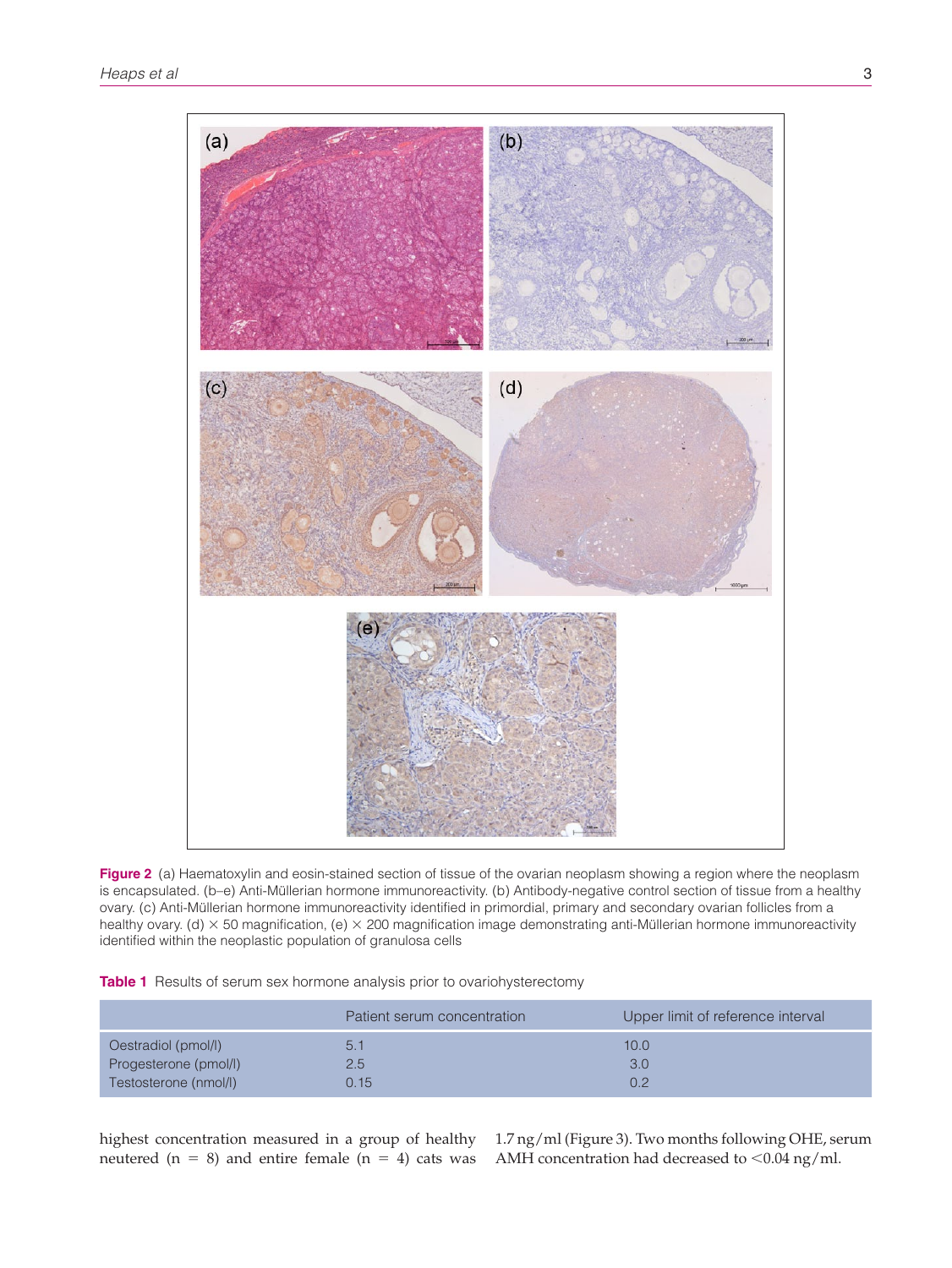**Figure 2** (a) Haematoxylin and eosin-stained section of tissue of the ovarian neoplasm showing a region where the neoplasm is encapsulated. (b–e) Anti-Müllerian hormone immunoreactivity. (b) Antibody-negative control section of tissue from a healthy ovary. (c) Anti-Müllerian hormone immunoreactivity identified in primordial, primary and secondary ovarian follicles from a healthy ovary. (d) × 50 magnification, (e) × 200 magnification image demonstrating anti-Müllerian hormone immunoreactivity identified within the neoplastic population of granulosa cells

**Table 1** Results of serum sex hormone analysis prior to ovariohysterectomy

| | Patient serum concentration | Upper limit of reference interval |
|---|---|---|
| Oestradiol (pmol/l) | 5.1 | 10.0 |
| Progesterone (pmol/l) | 2.5 | 3.0 |
| Testosterone (nmol/l) | 0.15 | 0.2 |

highest concentration measured in a group of healthy neutered (n = 8) and entire female (n = 4) cats was 1.7 ng/ml (Figure 3). Two months following OHE, serum AMH concentration had decreased to <0.04 ng/ml.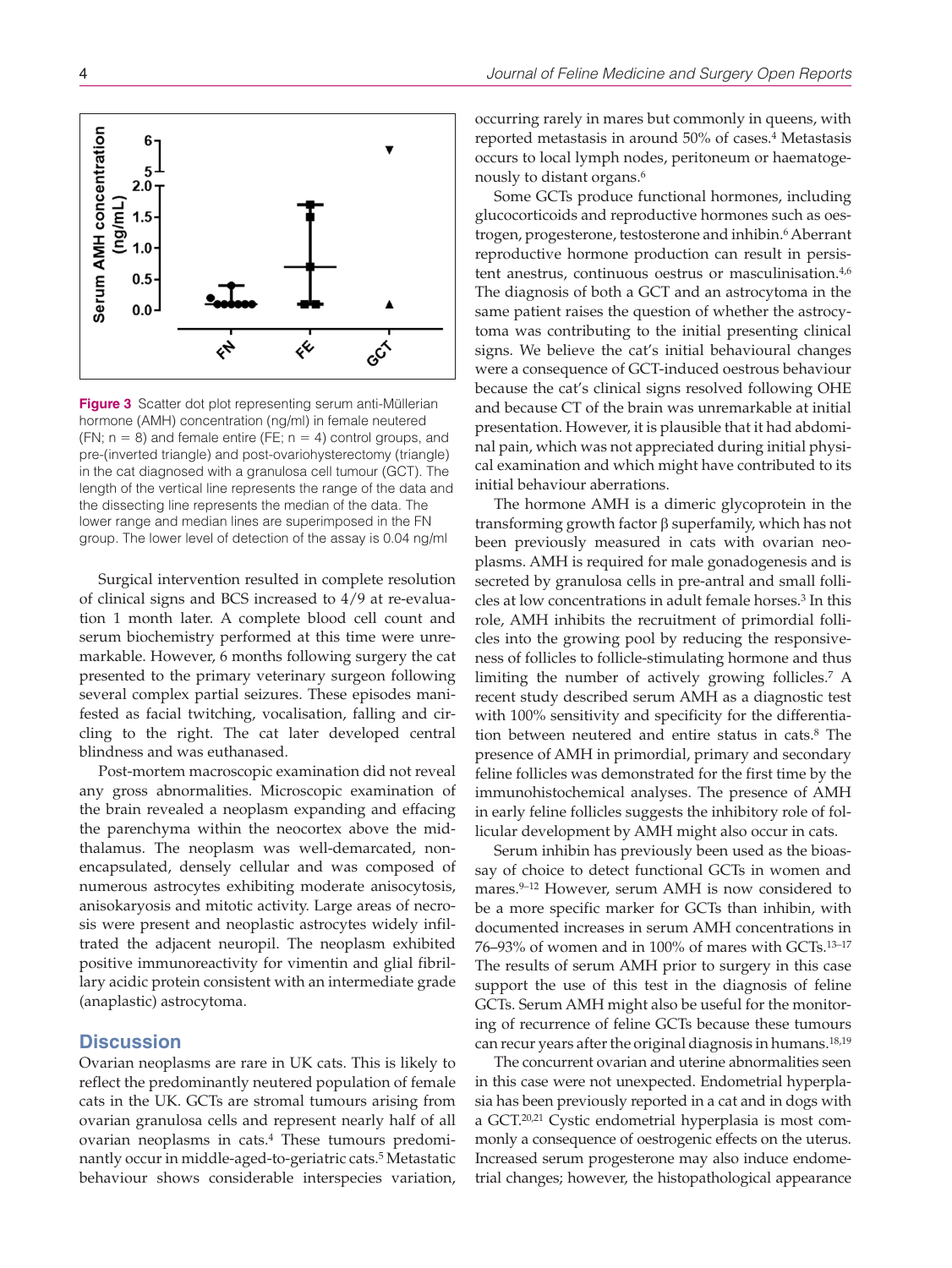**Figure 3** Scatter dot plot representing serum anti-Müllerian hormone (AMH) concentration (ng/ml) in female neutered (FN; n = 8) and female entire (FE; n = 4) control groups, and pre-(inverted triangle) and post-ovariohysterectomy (triangle) in the cat diagnosed with a granulosa cell tumour (GCT). The length of the vertical line represents the range of the data and the dissecting line represents the median of the data. The lower range and median lines are superimposed in the FN group. The lower level of detection of the assay is 0.04 ng/ml

Surgical intervention resulted in complete resolution of clinical signs and BCS increased to 4/9 at re-evaluation 1 month later. A complete blood cell count and serum biochemistry performed at this time were unremarkable. However, 6 months following surgery the cat presented to the primary veterinary surgeon following several complex partial seizures. These episodes manifested as facial twitching, vocalisation, falling and circling to the right. The cat later developed central blindness and was euthanased.

Post-mortem macroscopic examination did not reveal any gross abnormalities. Microscopic examination of the brain revealed a neoplasm expanding and effacing the parenchyma within the neocortex above the mid-thalamus. The neoplasm was well-demarcated, non-encapsulated, densely cellular and was composed of numerous astrocytes exhibiting moderate anisocytosis, anisokaryosis and mitotic activity. Large areas of necrosis were present and neoplastic astrocytes widely infiltrated the adjacent neuropil. The neoplasm exhibited positive immunoreactivity for vimentin and glial fibrillary acidic protein consistent with an intermediate grade (anaplastic) astrocytoma.

## Discussion

Ovarian neoplasms are rare in UK cats. This is likely to reflect the predominantly neutered population of female cats in the UK. GCTs are stromal tumours arising from ovarian granulosa cells and represent nearly half of all ovarian neoplasms in cats.[4] These tumours predominantly occur in middle-aged-to-geriatric cats.[5] Metastatic behaviour shows considerable interspecies variation, occurring rarely in mares but commonly in queens, with reported metastasis in around 50% of cases.[4] Metastasis occurs to local lymph nodes, peritoneum or haematogenously to distant organs.[6]

Some GCTs produce functional hormones, including glucocorticoids and reproductive hormones such as oestrogen, progesterone, testosterone and inhibin.[6] Aberrant reproductive hormone production can result in persistent anestrus, continuous oestrus or masculinisation.[4,6] The diagnosis of both a GCT and an astrocytoma in the same patient raises the question of whether the astrocytoma was contributing to the initial presenting clinical signs. We believe the cat's initial behavioural changes were a consequence of GCT-induced oestrous behaviour because the cat's clinical signs resolved following OHE and because CT of the brain was unremarkable at initial presentation. However, it is plausible that it had abdominal pain, which was not appreciated during initial physical examination and which might have contributed to its initial behaviour aberrations.

The hormone AMH is a dimeric glycoprotein in the transforming growth factor β superfamily, which has not been previously measured in cats with ovarian neoplasms. AMH is required for male gonadogenesis and is secreted by granulosa cells in pre-antral and small follicles at low concentrations in adult female horses.[3] In this role, AMH inhibits the recruitment of primordial follicles into the growing pool by reducing the responsiveness of follicles to follicle-stimulating hormone and thus limiting the number of actively growing follicles.[7] A recent study described serum AMH as a diagnostic test with 100% sensitivity and specificity for the differentiation between neutered and entire status in cats.[8] The presence of AMH in primordial, primary and secondary feline follicles was demonstrated for the first time by the immunohistochemical analyses. The presence of AMH in early feline follicles suggests the inhibitory role of follicular development by AMH might also occur in cats.

Serum inhibin has previously been used as the bioassay of choice to detect functional GCTs in women and mares.[9–12] However, serum AMH is now considered to be a more specific marker for GCTs than inhibin, with documented increases in serum AMH concentrations in 76–93% of women and in 100% of mares with GCTs.[13–17] The results of serum AMH prior to surgery in this case support the use of this test in the diagnosis of feline GCTs. Serum AMH might also be useful for the monitoring of recurrence of feline GCTs because these tumours can recur years after the original diagnosis in humans.[18,19]

The concurrent ovarian and uterine abnormalities seen in this case were not unexpected. Endometrial hyperplasia has been previously reported in a cat and in dogs with a GCT.[20,21] Cystic endometrial hyperplasia is most commonly a consequence of oestrogenic effects on the uterus. Increased serum progesterone may also induce endometrial changes; however, the histopathological appearance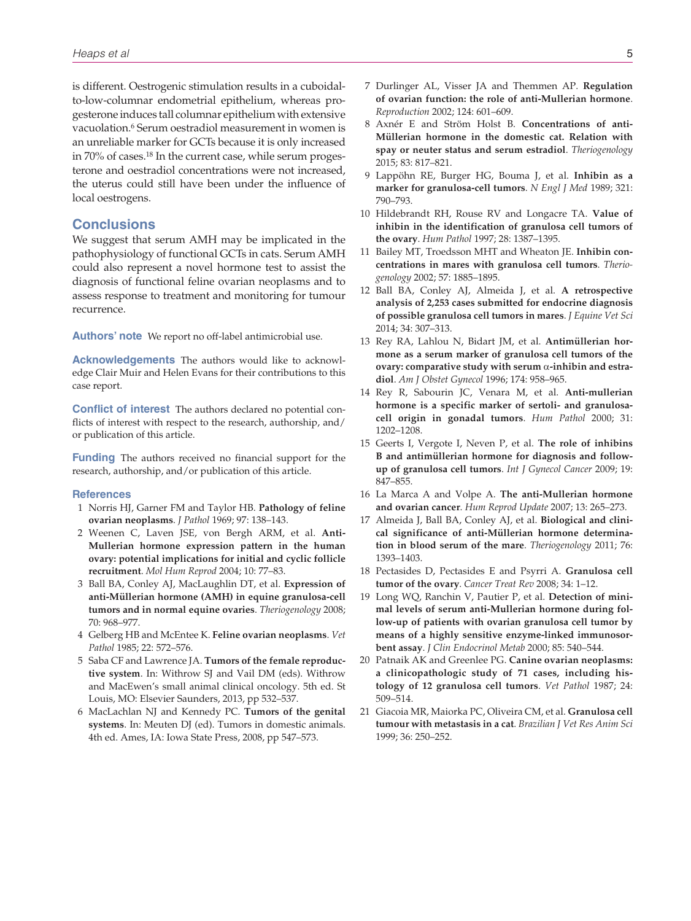is different. Oestrogenic stimulation results in a cuboidal-to-low-columnar endometrial epithelium, whereas progesterone induces tall columnar epithelium with extensive vacuolation.[6] Serum oestradiol measurement in women is an unreliable marker for GCTs because it is only increased in 70% of cases.[18] In the current case, while serum progesterone and oestradiol concentrations were not increased, the uterus could still have been under the influence of local oestrogens.

## Conclusions

We suggest that serum AMH may be implicated in the pathophysiology of functional GCTs in cats. Serum AMH could also represent a novel hormone test to assist the diagnosis of functional feline ovarian neoplasms and to assess response to treatment and monitoring for tumour recurrence.

**Authors' note** We report no off-label antimicrobial use.

**Acknowledgements** The authors would like to acknowledge Clair Muir and Helen Evans for their contributions to this case report.

**Conflict of interest** The authors declared no potential conflicts of interest with respect to the research, authorship, and/or publication of this article.

**Funding** The authors received no financial support for the research, authorship, and/or publication of this article.

## References

1. Norris HJ, Garner FM and Taylor HB. **Pathology of feline ovarian neoplasms**. *J Pathol* 1969; 97: 138–143.
2. Weenen C, Laven JSE, von Bergh ARM, et al. **Anti-Mullerian hormone expression pattern in the human ovary: potential implications for initial and cyclic follicle recruitment**. *Mol Hum Reprod* 2004; 10: 77–83.
3. Ball BA, Conley AJ, MacLaughlin DT, et al. **Expression of anti-Müllerian hormone (AMH) in equine granulosa-cell tumors and in normal equine ovaries**. *Theriogenology* 2008; 70: 968–977.
4. Gelberg HB and McEntee K. **Feline ovarian neoplasms**. *Vet Pathol* 1985; 22: 572–576.
5. Saba CF and Lawrence JA. **Tumors of the female reproductive system**. In: Withrow SJ and Vail DM (eds). Withrow and MacEwen's small animal clinical oncology. 5th ed. St Louis, MO: Elsevier Saunders, 2013, pp 532–537.
6. MacLachlan NJ and Kennedy PC. **Tumors of the genital systems**. In: Meuten DJ (ed). Tumors in domestic animals. 4th ed. Ames, IA: Iowa State Press, 2008, pp 547–573.
7. Durlinger AL, Visser JA and Themmen AP. **Regulation of ovarian function: the role of anti-Mullerian hormone**. *Reproduction* 2002; 124: 601–609.
8. Axnér E and Ström Holst B. **Concentrations of anti-Müllerian hormone in the domestic cat. Relation with spay or neuter status and serum estradiol**. *Theriogenology* 2015; 83: 817–821.
9. Lappöhn RE, Burger HG, Bouma J, et al. **Inhibin as a marker for granulosa-cell tumors**. *N Engl J Med* 1989; 321: 790–793.
10. Hildebrandt RH, Rouse RV and Longacre TA. **Value of inhibin in the identification of granulosa cell tumors of the ovary**. *Hum Pathol* 1997; 28: 1387–1395.
11. Bailey MT, Troedsson MHT and Wheaton JE. **Inhibin concentrations in mares with granulosa cell tumors**. *Theriogenology* 2002; 57: 1885–1895.
12. Ball BA, Conley AJ, Almeida J, et al. **A retrospective analysis of 2,253 cases submitted for endocrine diagnosis of possible granulosa cell tumors in mares**. *J Equine Vet Sci* 2014; 34: 307–313.
13. Rey RA, Lahlou N, Bidart JM, et al. **Antimüllerian hormone as a serum marker of granulosa cell tumors of the ovary: comparative study with serum α-inhibin and estradiol**. *Am J Obstet Gynecol* 1996; 174: 958–965.
14. Rey R, Sabourin JC, Venara M, et al. **Anti-mullerian hormone is a specific marker of sertoli- and granulosa-cell origin in gonadal tumors**. *Hum Pathol* 2000; 31: 1202–1208.
15. Geerts I, Vergote I, Neven P, et al. **The role of inhibins B and antimüllerian hormone for diagnosis and follow-up of granulosa cell tumors**. *Int J Gynecol Cancer* 2009; 19: 847–855.
16. La Marca A and Volpe A. **The anti-Mullerian hormone and ovarian cancer**. *Hum Reprod Update* 2007; 13: 265–273.
17. Almeida J, Ball BA, Conley AJ, et al. **Biological and clinical significance of anti-Müllerian hormone determination in blood serum of the mare**. *Theriogenology* 2011; 76: 1393–1403.
18. Pectasides D, Pectasides E and Psyrri A. **Granulosa cell tumor of the ovary**. *Cancer Treat Rev* 2008; 34: 1–12.
19. Long WQ, Ranchin V, Pautier P, et al. **Detection of minimal levels of serum anti-Mullerian hormone during follow-up of patients with ovarian granulosa cell tumor by means of a highly sensitive enzyme-linked immunosorbent assay**. *J Clin Endocrinol Metab* 2000; 85: 540–544.
20. Patnaik AK and Greenlee PG. **Canine ovarian neoplasms: a clinicopathologic study of 71 cases, including histology of 12 granulosa cell tumors**. *Vet Pathol* 1987; 24: 509–514.
21. Giacoia MR, Maiorka PC, Oliveira CM, et al. **Granulosa cell tumour with metastasis in a cat**. *Brazilian J Vet Res Anim Sci* 1999; 36: 250–252.